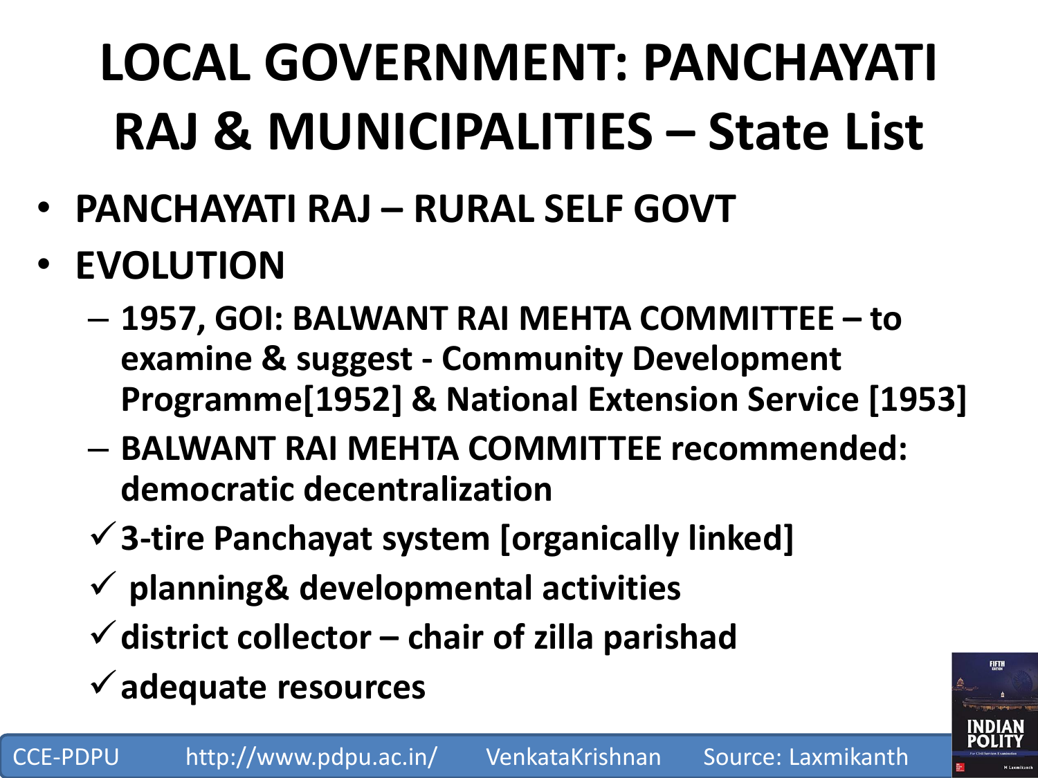# LOCAL GOVERNMENT: PANCHAYATI RAJ & MUNICIPALITIES – State List

- **PANCHAYATI RAJ – RURAL SELF GOVT**
- **EVOLUTION**
  - **1957, GOI: BALWANT RAI MEHTA COMMITTEE – to examine & suggest - Community Development Programme[1952] & National Extension Service [1953]**
  - **BALWANT RAI MEHTA COMMITTEE recommended: democratic decentralization**
  - ✓ **3-tire Panchayat system [organically linked]**
  - ✓ **planning& developmental activities**
  - ✓ **district collector – chair of zilla parishad**
  - ✓ **adequate resources**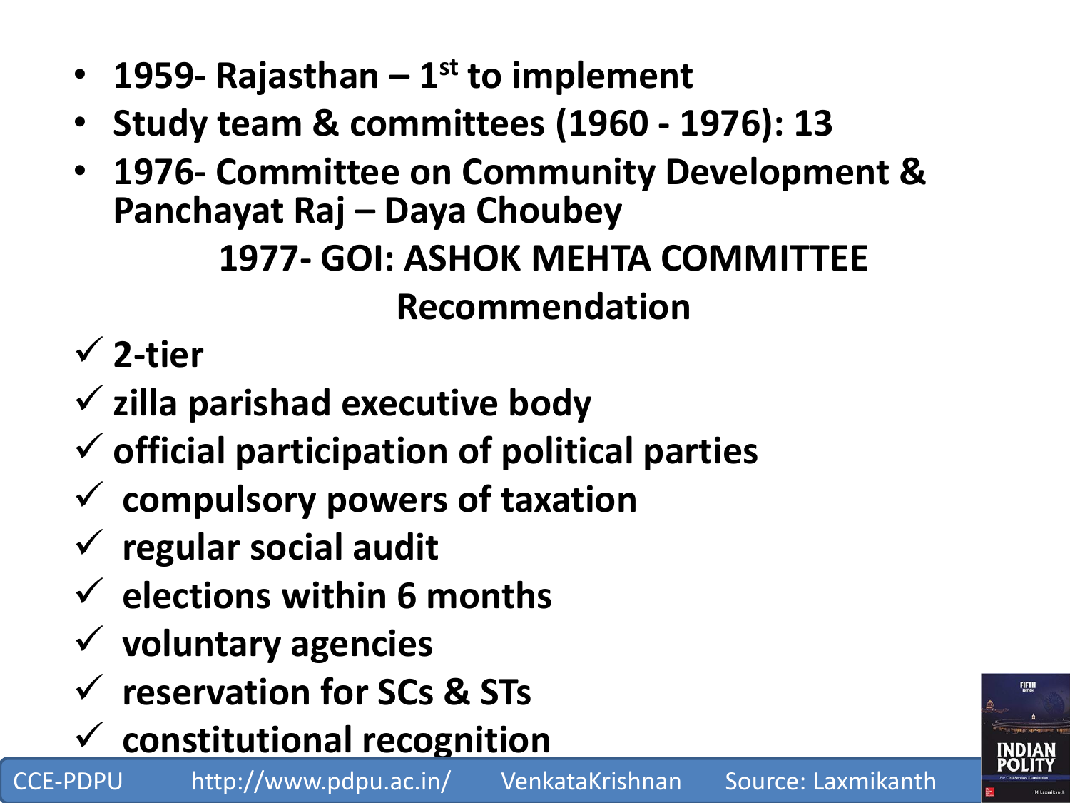- 1959- Rajasthan – 1st to implement
- Study team & committees (1960 - 1976): 13
- 1976- Committee on Community Development & Panchayat Raj – Daya Choubey

## 1977- GOI: ASHOK MEHTA COMMITTEE

## Recommendation

- ✓ 2-tier
- ✓ zilla parishad executive body
- ✓ official participation of political parties
- ✓ compulsory powers of taxation
- ✓ regular social audit
- ✓ elections within 6 months
- ✓ voluntary agencies
- ✓ reservation for SCs & STs
- ✓ constitutional recognition

CCE-PDPU http://www.pdpu.ac.in/ VenkataKrishnan Source: Laxmikanth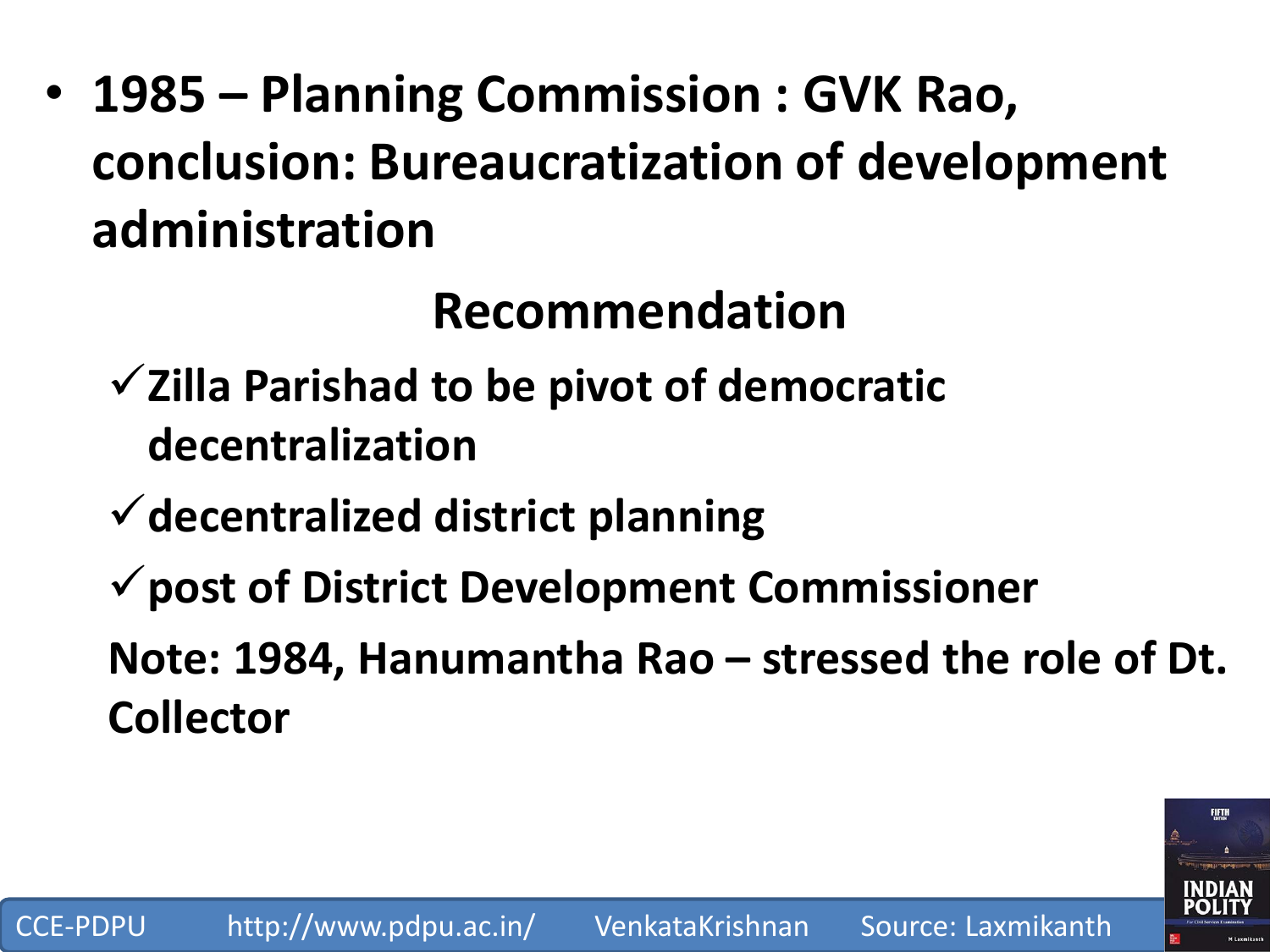- **1985 – Planning Commission : GVK Rao, conclusion: Bureaucratization of development administration**

## Recommendation

- ✓ **Zilla Parishad to be pivot of democratic decentralization**
- ✓ **decentralized district planning**
- ✓ **post of District Development Commissioner**

**Note: 1984, Hanumantha Rao – stressed the role of Dt. Collector**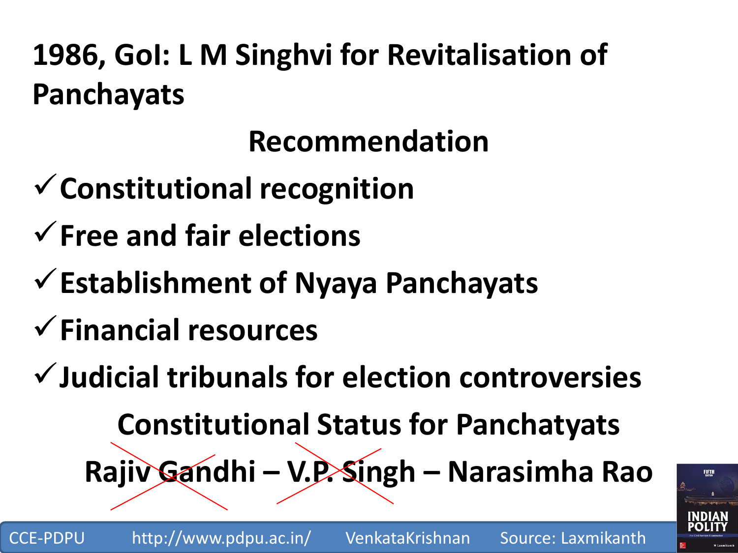# 1986, GoI: L M Singhvi for Revitalisation of Panchayats

## Recommendation

- ✓ Constitutional recognition
- ✓ Free and fair elections
- ✓ Establishment of Nyaya Panchayats
- ✓ Financial resources
- ✓ Judicial tribunals for election controversies

**Constitutional Status for Panchatyats**

**Rajiv Gandhi – V.P. Singh – Narasimha Rao**

CCE-PDPU http://www.pdpu.ac.in/ VenkataKrishnan Source: Laxmikanth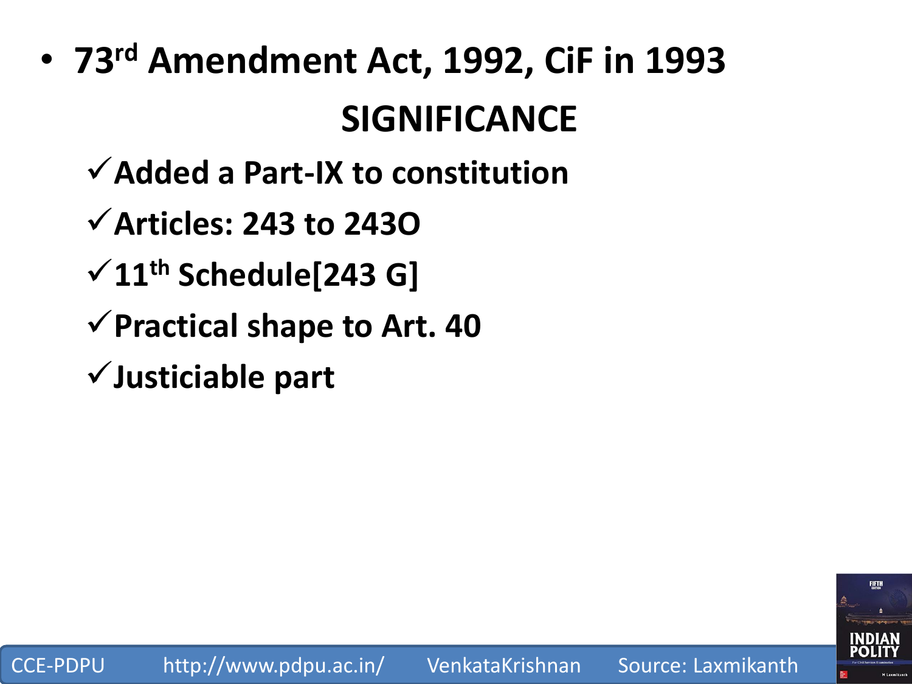- **73rd Amendment Act, 1992, CiF in 1993**

## SIGNIFICANCE

- ✓ **Added a Part-IX to constitution**
- ✓ **Articles: 243 to 243O**
- ✓ **11th Schedule[243 G]**
- ✓ **Practical shape to Art. 40**
- ✓ **Justiciable part**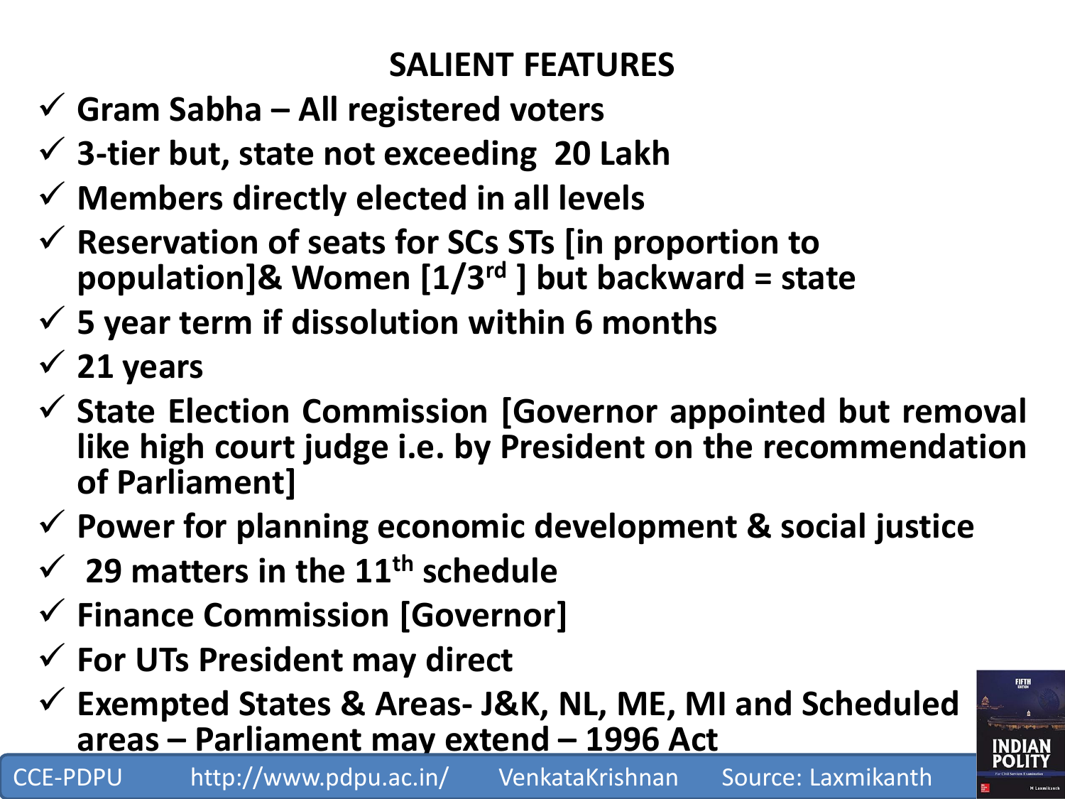# SALIENT FEATURES

- ✓ Gram Sabha – All registered voters
- ✓ 3-tier but, state not exceeding 20 Lakh
- ✓ Members directly elected in all levels
- ✓ Reservation of seats for SCs STs [in proportion to population]& Women [1/3rd ] but backward = state
- ✓ 5 year term if dissolution within 6 months
- ✓ 21 years
- ✓ State Election Commission [Governor appointed but removal like high court judge i.e. by President on the recommendation of Parliament]
- ✓ Power for planning economic development & social justice
- ✓ 29 matters in the 11th schedule
- ✓ Finance Commission [Governor]
- ✓ For UTs President may direct
- ✓ Exempted States & Areas- J&K, NL, ME, MI and Scheduled areas – Parliament may extend – 1996 Act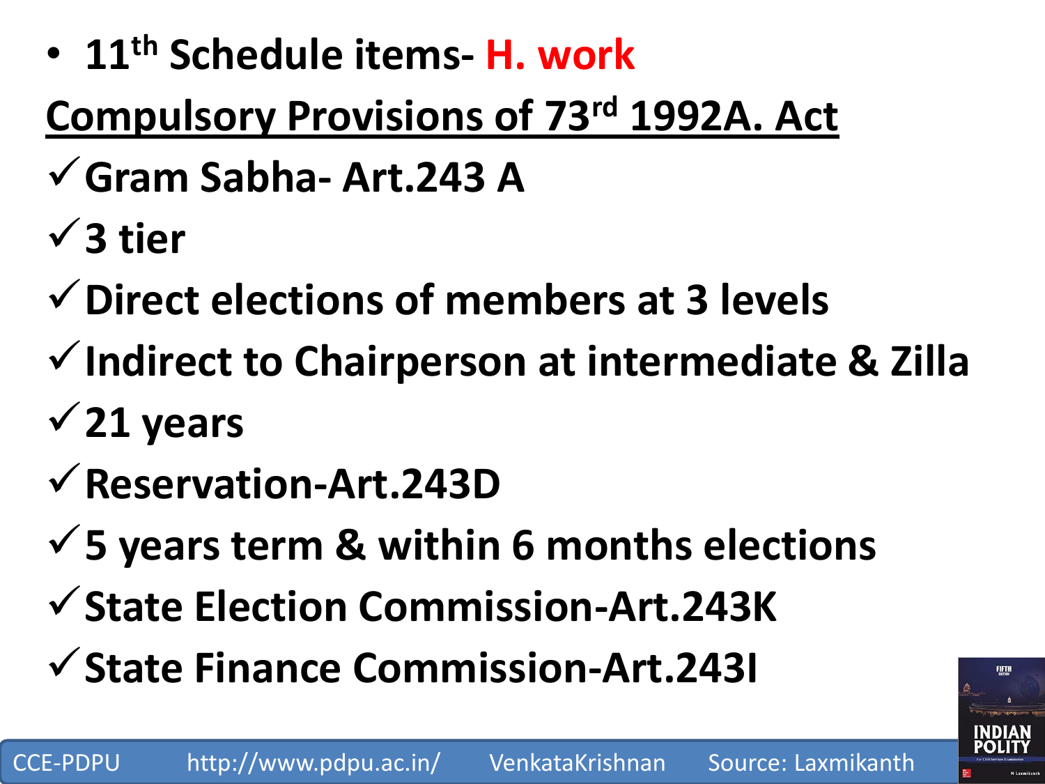- **11th Schedule items- H. work**

**Compulsory Provisions of 73rd 1992A. Act**

- ✓ Gram Sabha- Art.243 A
- ✓ 3 tier
- ✓ Direct elections of members at 3 levels
- ✓ Indirect to Chairperson at intermediate & Zilla
- ✓ 21 years
- ✓ Reservation-Art.243D
- ✓ 5 years term & within 6 months elections
- ✓ State Election Commission-Art.243K
- ✓ State Finance Commission-Art.243I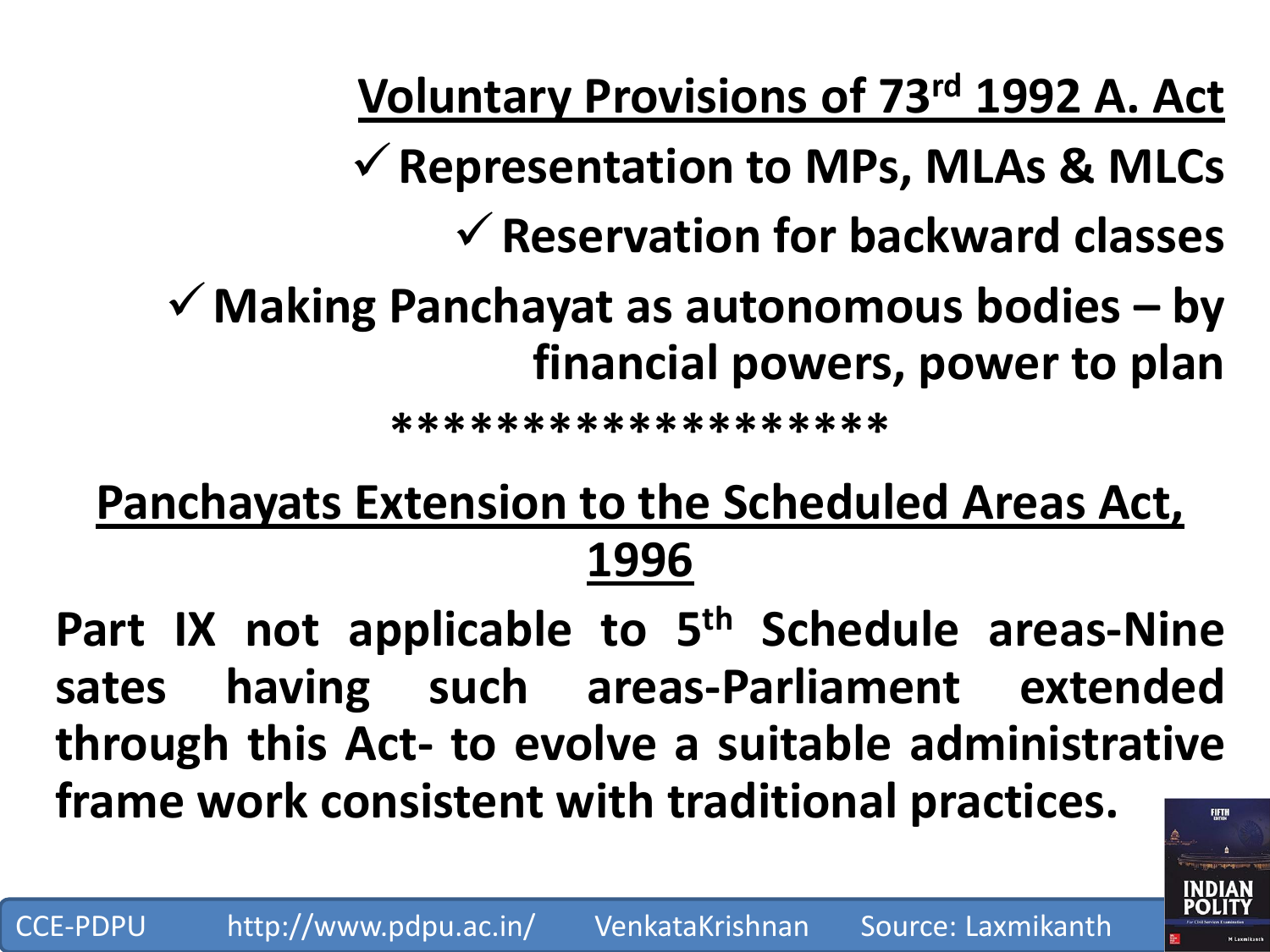## Voluntary Provisions of 73rd 1992 A. Act

- ✓ Representation to MPs, MLAs & MLCs
- ✓ Reservation for backward classes
- ✓ Making Panchayat as autonomous bodies – by financial powers, power to plan

*******************

## Panchayats Extension to the Scheduled Areas Act, 1996

**Part IX not applicable to 5th Schedule areas-Nine sates having such areas-Parliament extended through this Act- to evolve a suitable administrative frame work consistent with traditional practices.**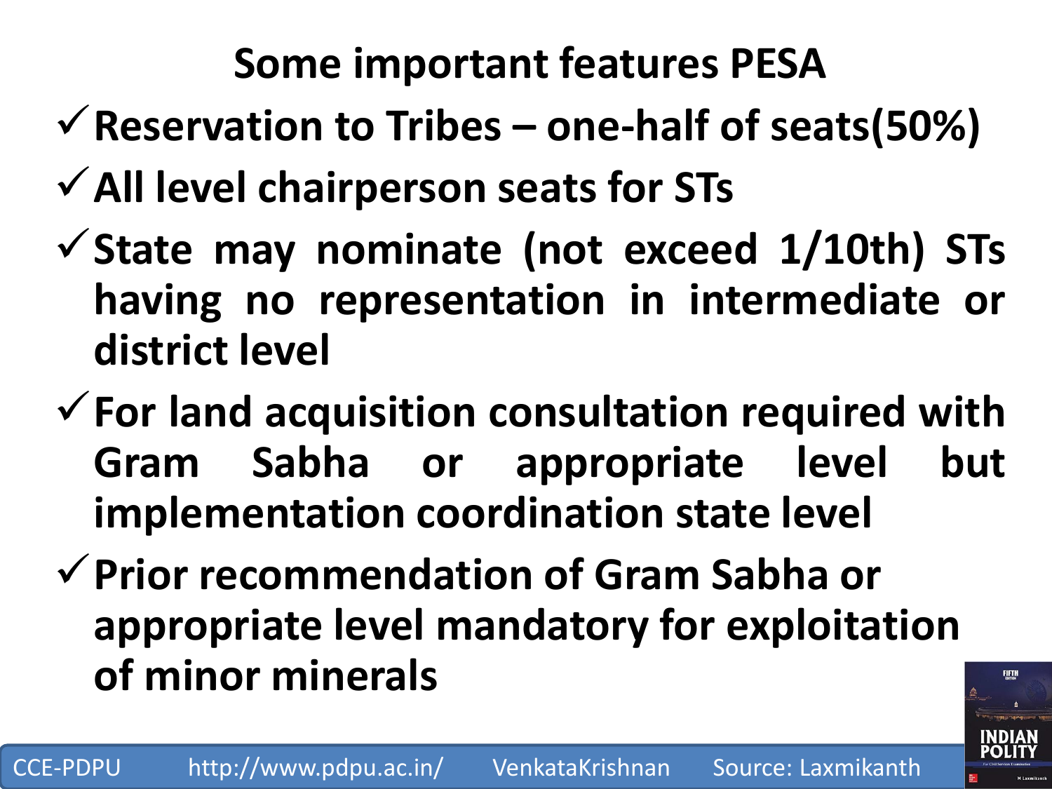# Some important features PESA

- ✓ Reservation to Tribes – one-half of seats(50%)
- ✓ All level chairperson seats for STs
- ✓ State may nominate (not exceed 1/10th) STs having no representation in intermediate or district level
- ✓ For land acquisition consultation required with Gram Sabha or appropriate level but implementation coordination state level
- ✓ Prior recommendation of Gram Sabha or appropriate level mandatory for exploitation of minor minerals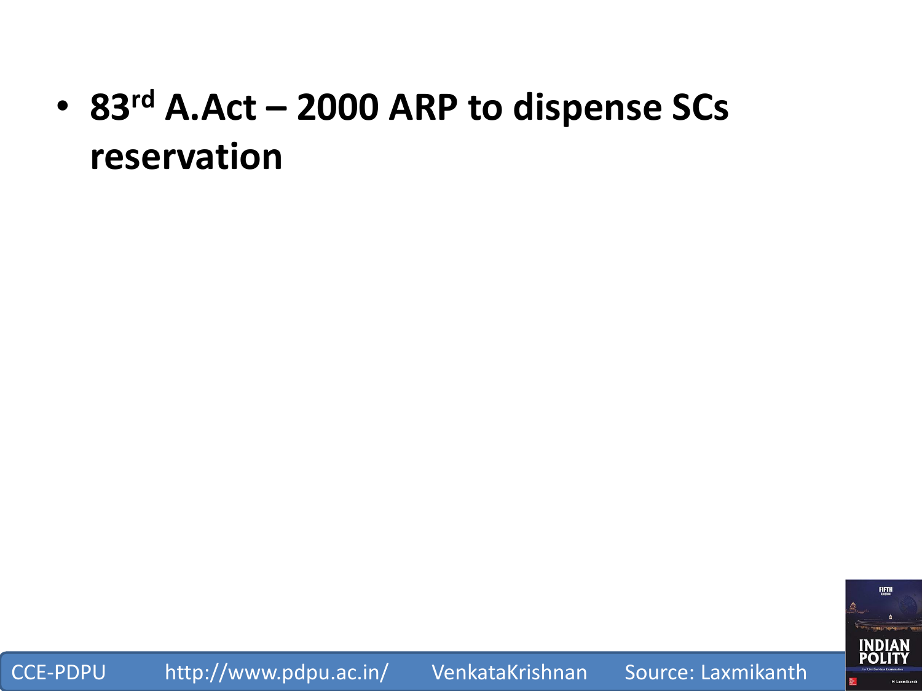- **83rd A.Act – 2000 ARP to dispense SCs reservation**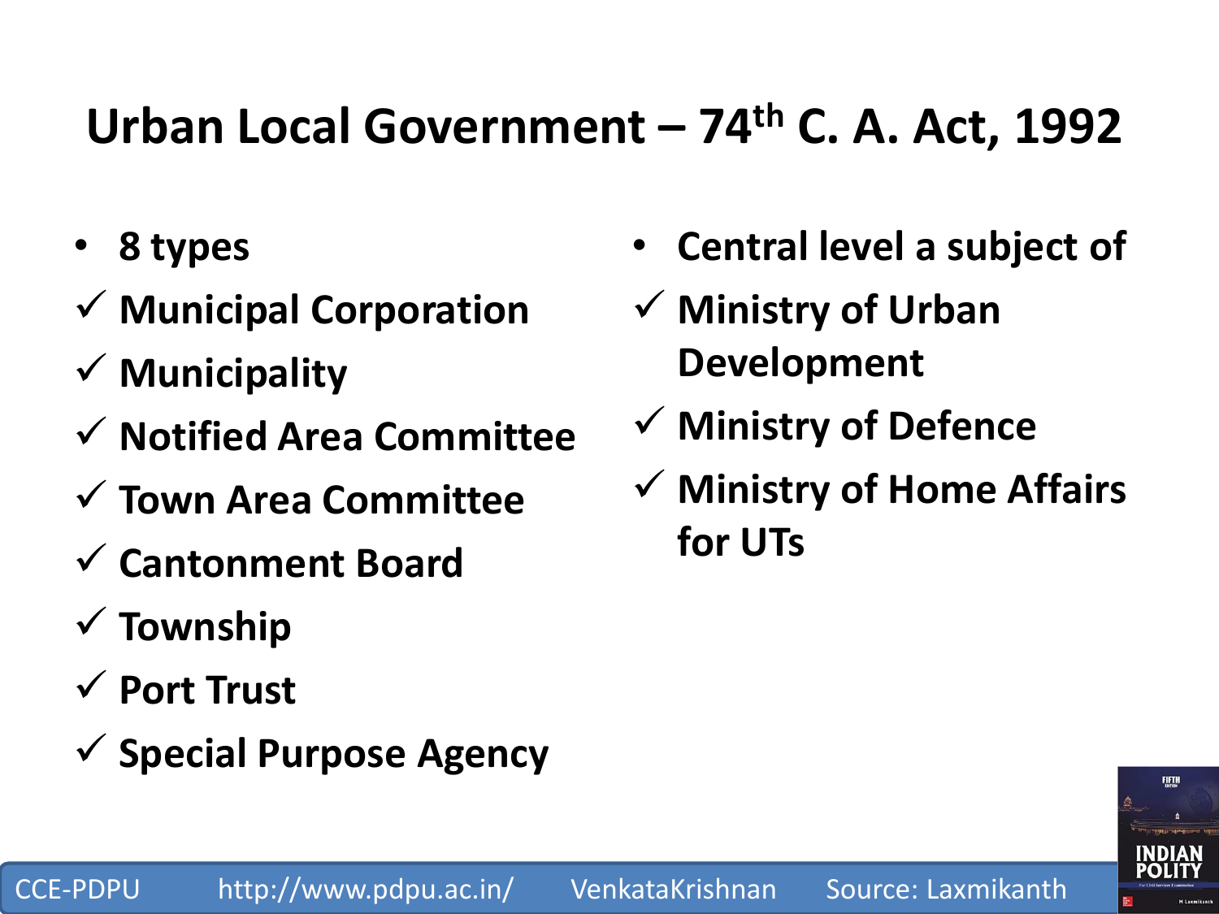# Urban Local Government – 74th C. A. Act, 1992

- 8 types
  - ✓ Municipal Corporation
  - ✓ Municipality
  - ✓ Notified Area Committee
  - ✓ Town Area Committee
  - ✓ Cantonment Board
  - ✓ Township
  - ✓ Port Trust
  - ✓ Special Purpose Agency

- Central level a subject of
  - ✓ Ministry of Urban Development
  - ✓ Ministry of Defence
  - ✓ Ministry of Home Affairs for UTs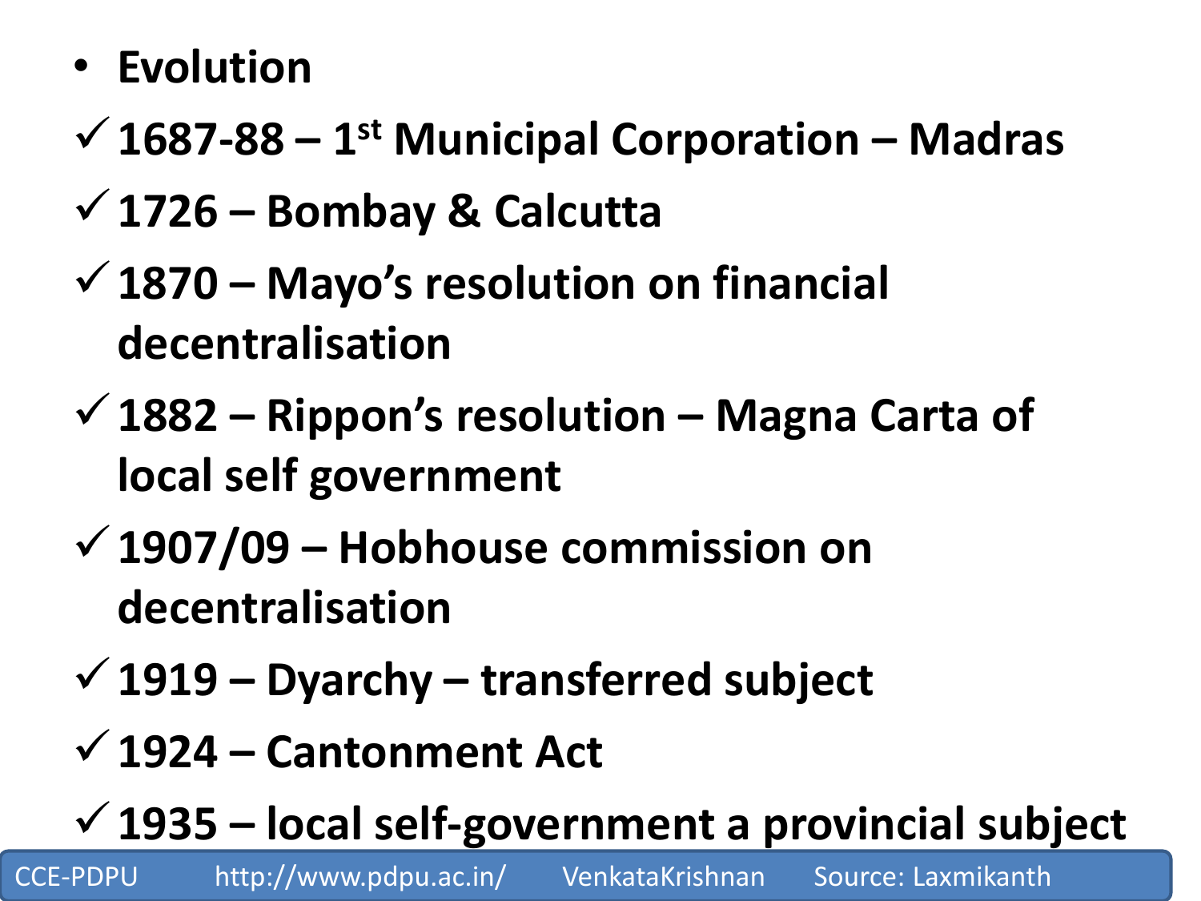- **Evolution**

- ✓ **1687-88 – 1st Municipal Corporation – Madras**
- ✓ **1726 – Bombay & Calcutta**
- ✓ **1870 – Mayo's resolution on financial decentralisation**
- ✓ **1882 – Rippon's resolution – Magna Carta of local self government**
- ✓ **1907/09 – Hobhouse commission on decentralisation**
- ✓ **1919 – Dyarchy – transferred subject**
- ✓ **1924 – Cantonment Act**
- ✓ **1935 – local self-government a provincial subject**

Source: Laxmikanth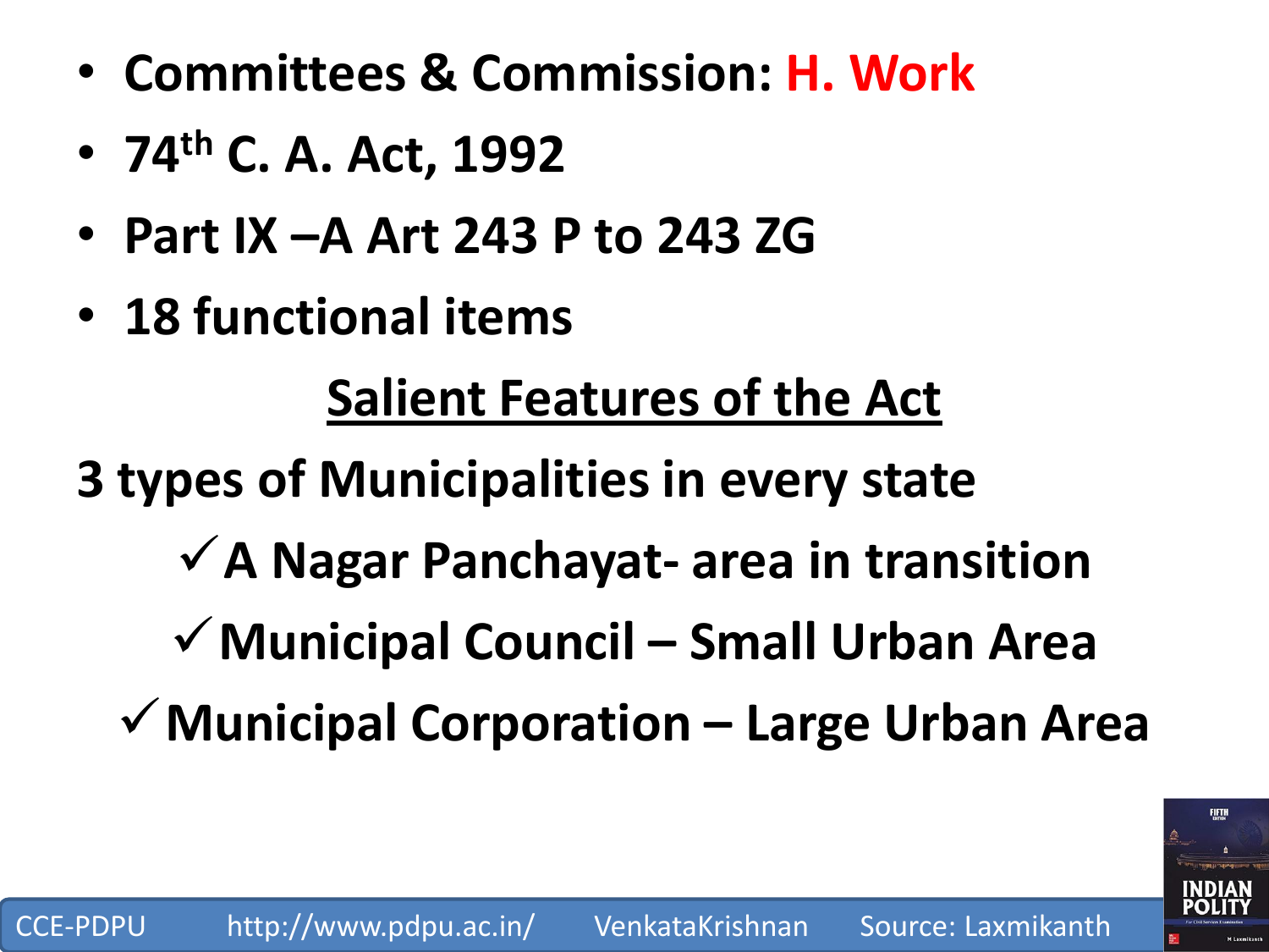- Committees & Commission: H. Work
- 74th C. A. Act, 1992
- Part IX –A Art 243 P to 243 ZG
- 18 functional items

## Salient Features of the Act

3 types of Municipalities in every state

- ✓ A Nagar Panchayat- area in transition
- ✓ Municipal Council – Small Urban Area
- ✓ Municipal Corporation – Large Urban Area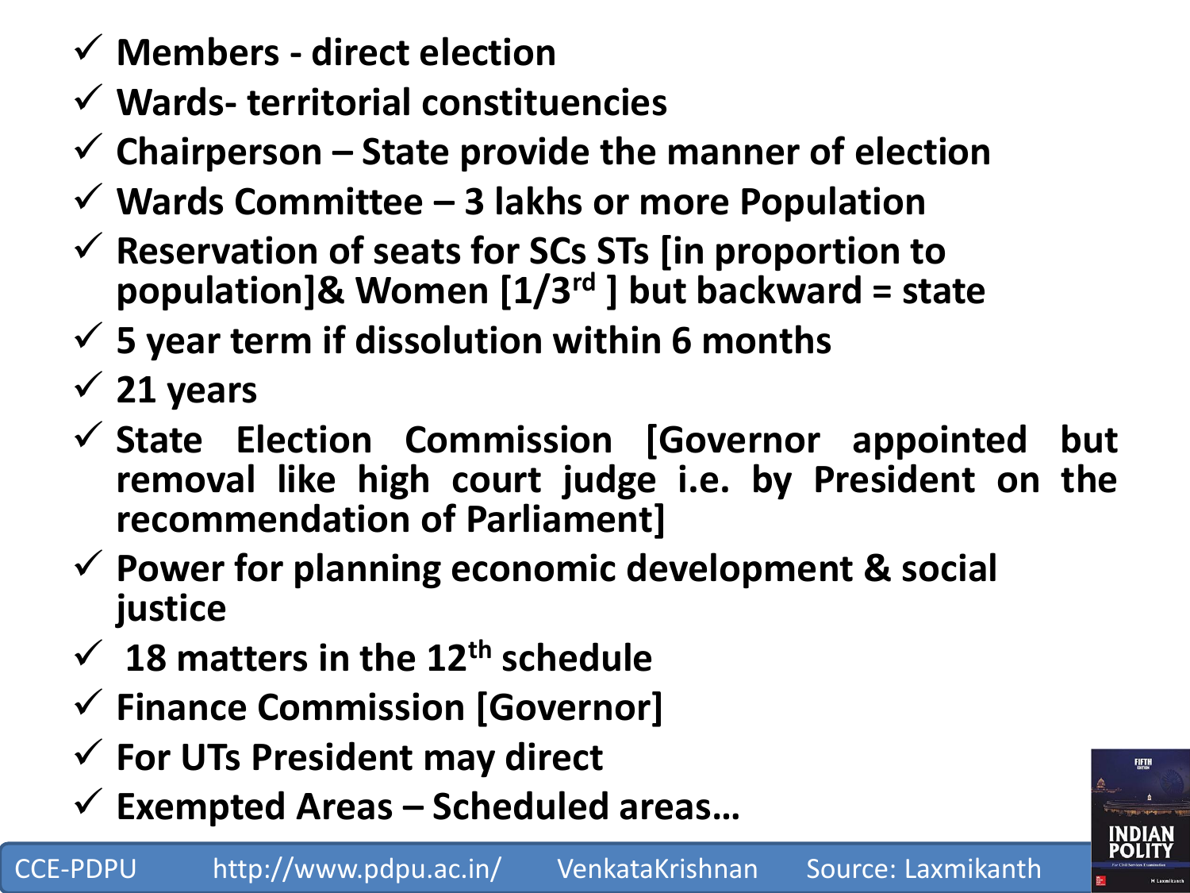- Members - direct election
- Wards- territorial constituencies
- Chairperson – State provide the manner of election
- Wards Committee – 3 lakhs or more Population
- Reservation of seats for SCs STs [in proportion to population]& Women [1/3rd ] but backward = state
- 5 year term if dissolution within 6 months
- 21 years
- State Election Commission [Governor appointed but removal like high court judge i.e. by President on the recommendation of Parliament]
- Power for planning economic development & social justice
- 18 matters in the 12th schedule
- Finance Commission [Governor]
- For UTs President may direct
- Exempted Areas – Scheduled areas…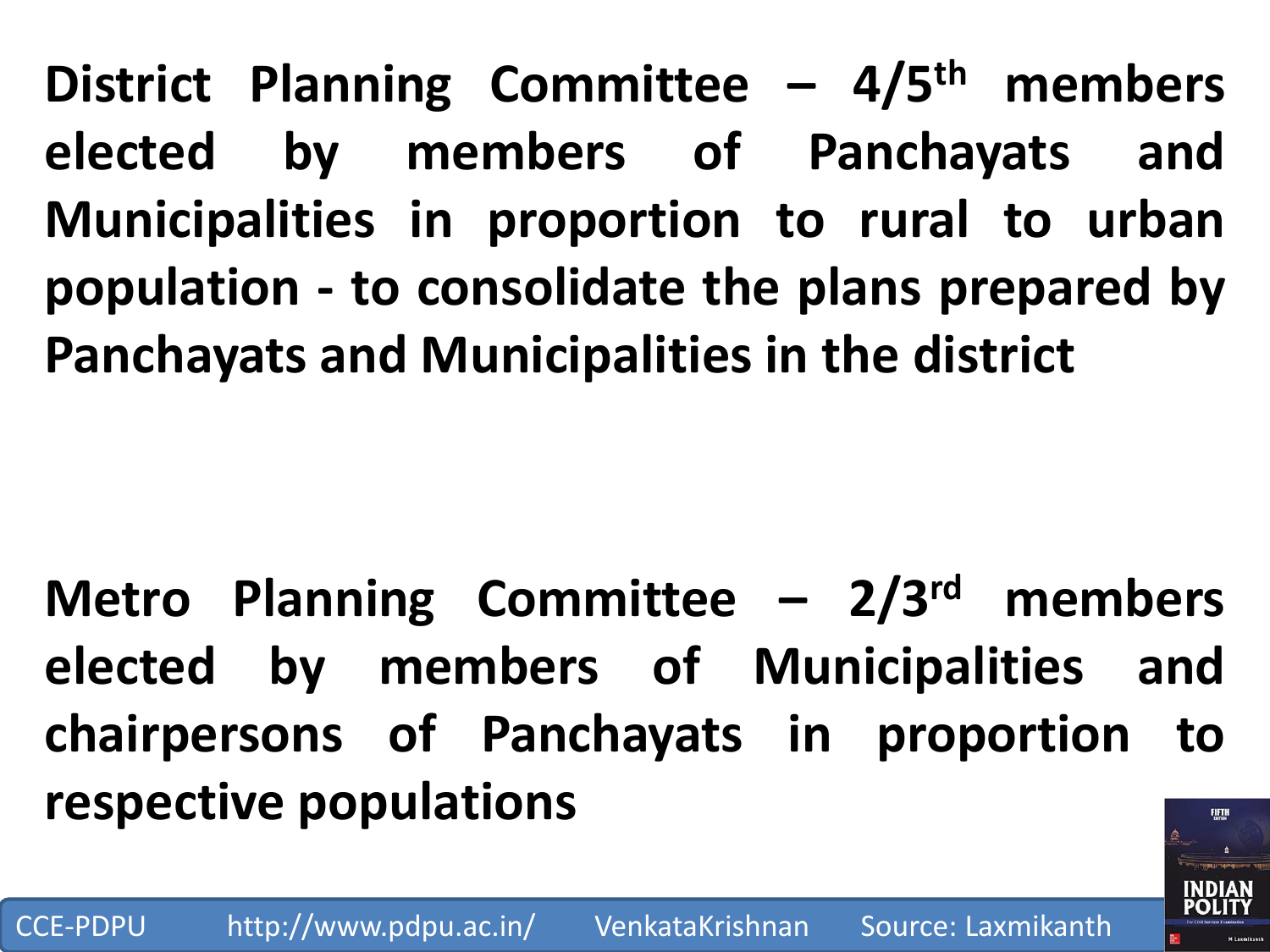**District Planning Committee – 4/5th members elected by members of Panchayats and Municipalities in proportion to rural to urban population - to consolidate the plans prepared by Panchayats and Municipalities in the district**

**Metro Planning Committee – 2/3rd members elected by members of Municipalities and chairpersons of Panchayats in proportion to respective populations**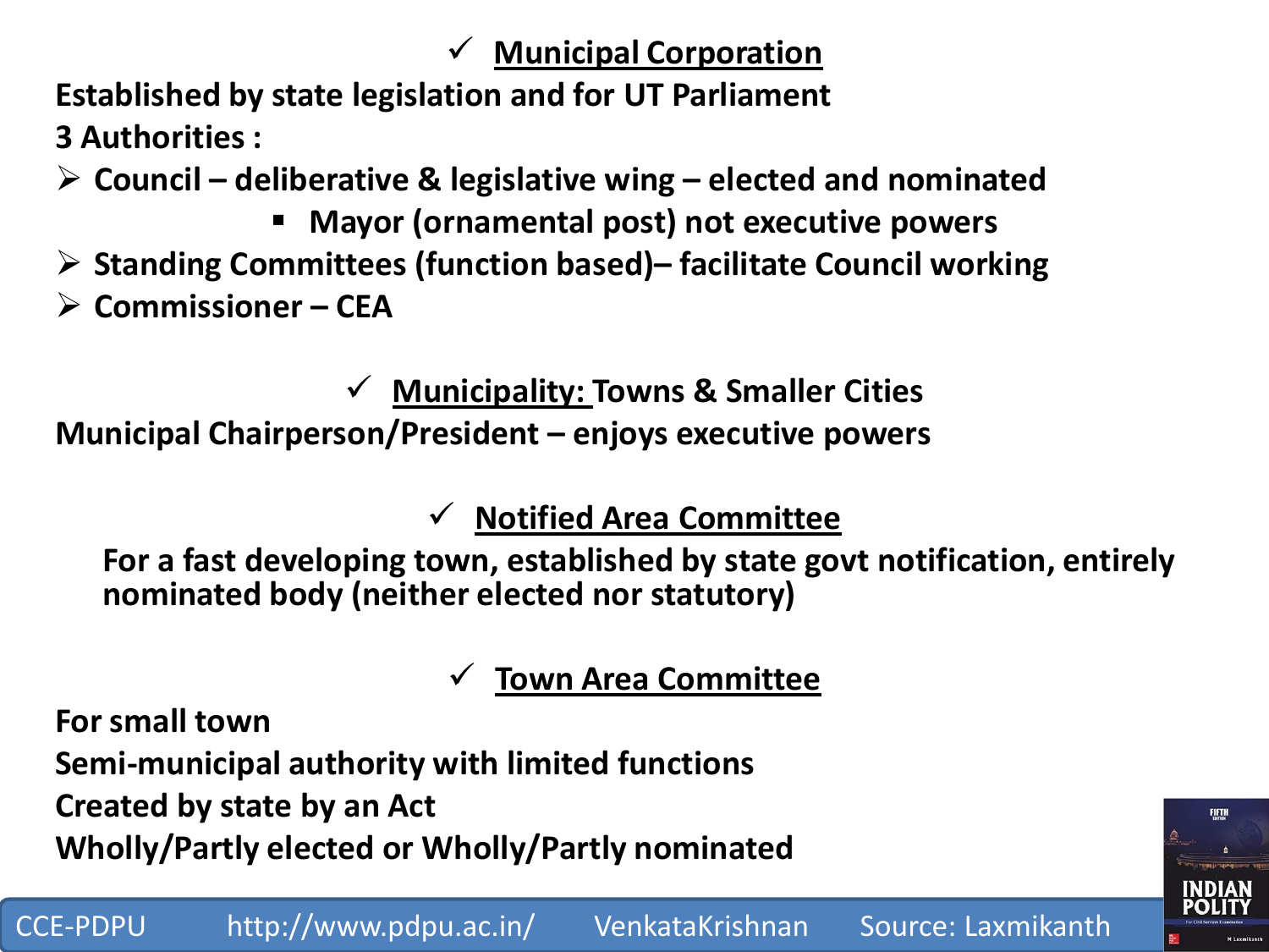## ✓ Municipal Corporation

**Established by state legislation and for UT Parliament**

**3 Authorities :**

- **Council – deliberative & legislative wing – elected and nominated**
  - **Mayor (ornamental post) not executive powers**
- **Standing Committees (function based)– facilitate Council working**
- **Commissioner – CEA**

## ✓ Municipality: Towns & Smaller Cities

**Municipal Chairperson/President – enjoys executive powers**

## ✓ Notified Area Committee

**For a fast developing town, established by state govt notification, entirely nominated body (neither elected nor statutory)**

## ✓ Town Area Committee

**For small town**

**Semi-municipal authority with limited functions**

**Created by state by an Act**

**Wholly/Partly elected or Wholly/Partly nominated**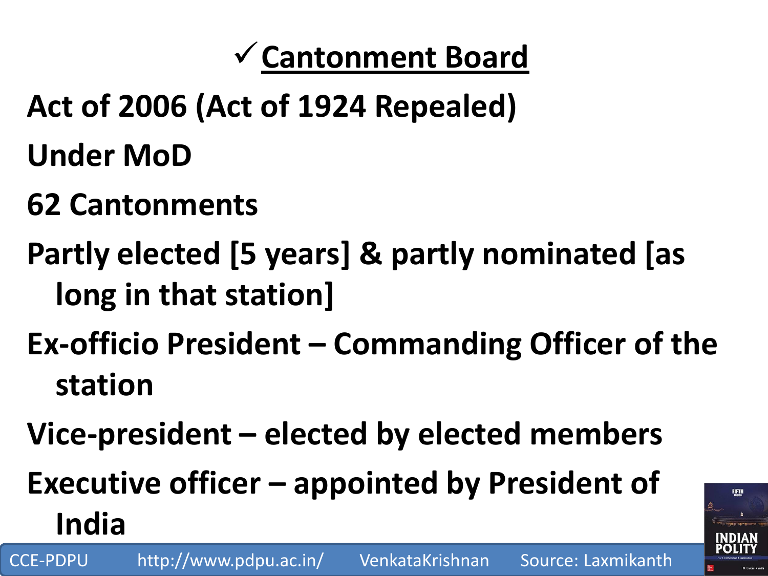## ✓ Cantonment Board

- Act of 2006 (Act of 1924 Repealed)
- Under MoD
- 62 Cantonments
- Partly elected [5 years] & partly nominated [as long in that station]
- Ex-officio President – Commanding Officer of the station
- Vice-president – elected by elected members
- Executive officer – appointed by President of India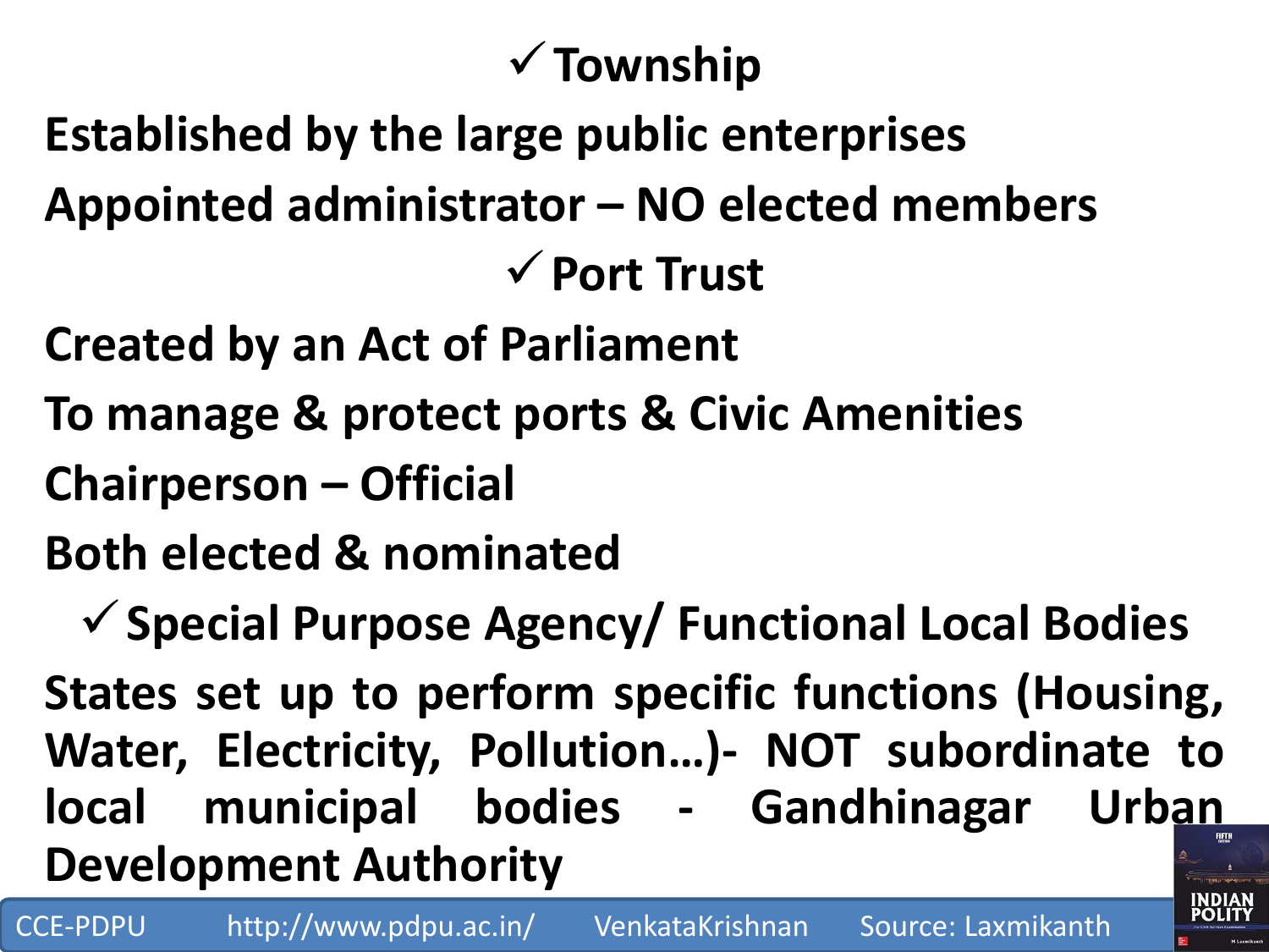## ✓ Township

Established by the large public enterprises

Appointed administrator – NO elected members

## ✓ Port Trust

Created by an Act of Parliament

To manage & protect ports & Civic Amenities

Chairperson – Official

Both elected & nominated

## ✓ Special Purpose Agency/ Functional Local Bodies

States set up to perform specific functions (Housing, Water, Electricity, Pollution…)- NOT subordinate to local municipal bodies - Gandhinagar Urban Development Authority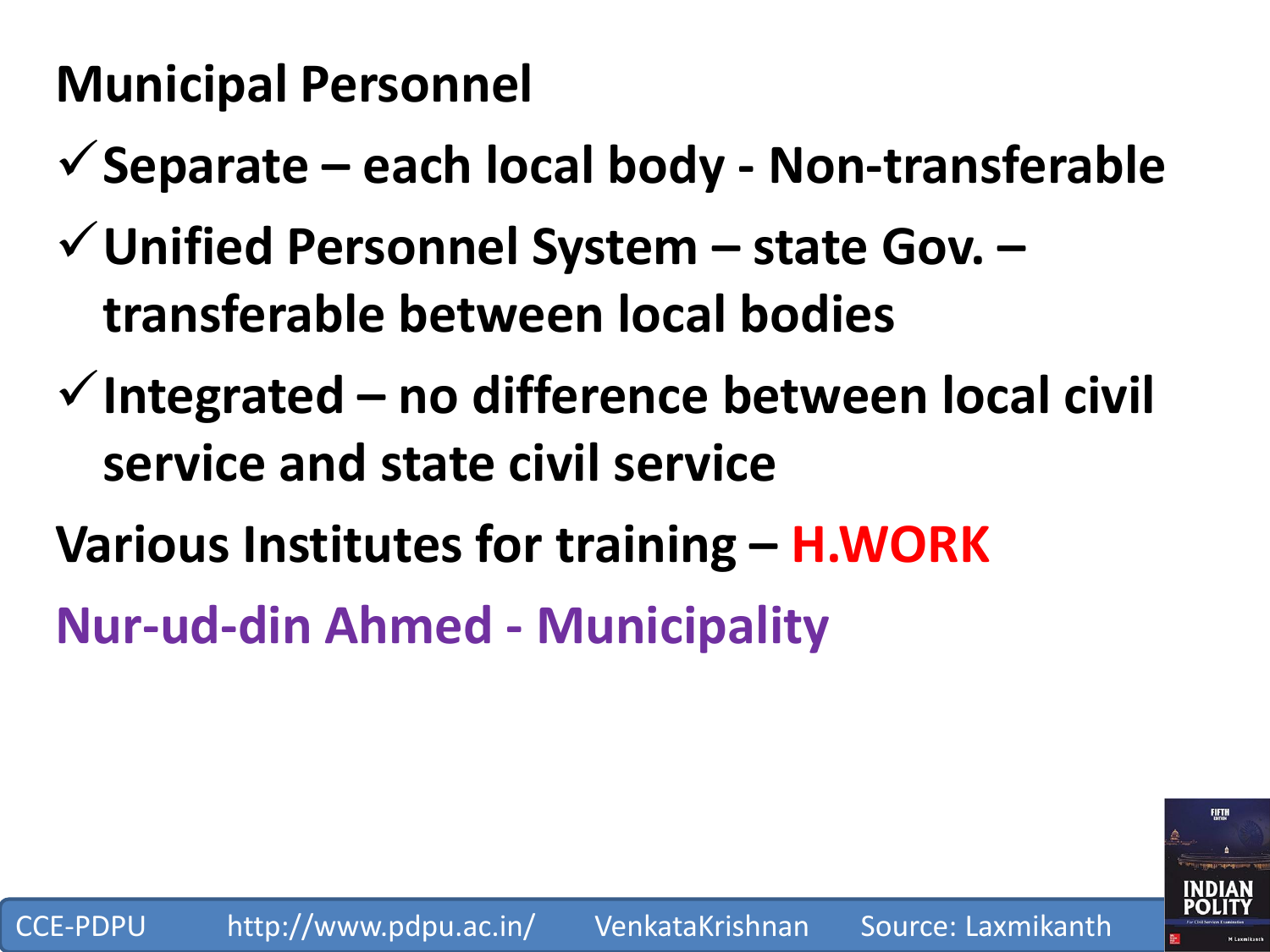## Municipal Personnel

- ✓ Separate – each local body - Non-transferable
- ✓ Unified Personnel System – state Gov. – transferable between local bodies
- ✓ Integrated – no difference between local civil service and state civil service

Various Institutes for training – H.WORK

Nur-ud-din Ahmed - Municipality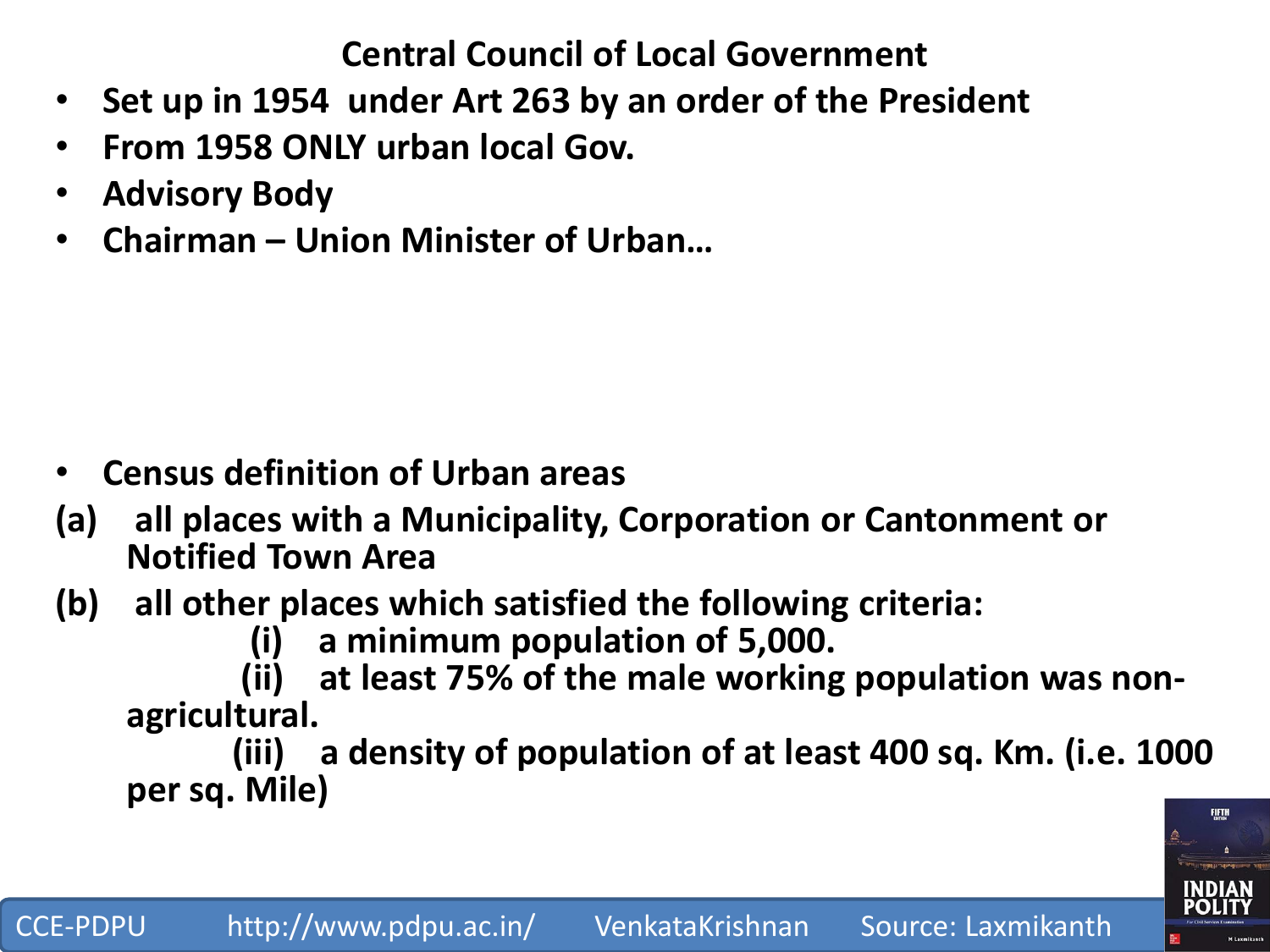## Central Council of Local Government

- **Set up in 1954 under Art 263 by an order of the President**
- **From 1958 ONLY urban local Gov.**
- **Advisory Body**
- **Chairman – Union Minister of Urban…**

- **Census definition of Urban areas**

**(a)** **all places with a Municipality, Corporation or Cantonment or Notified Town Area**

**(b)** **all other places which satisfied the following criteria:**

**(i)** **a minimum population of 5,000.**

**(ii)** **at least 75% of the male working population was non-agricultural.**

**(iii)** **a density of population of at least 400 sq. Km. (i.e. 1000 per sq. Mile)**